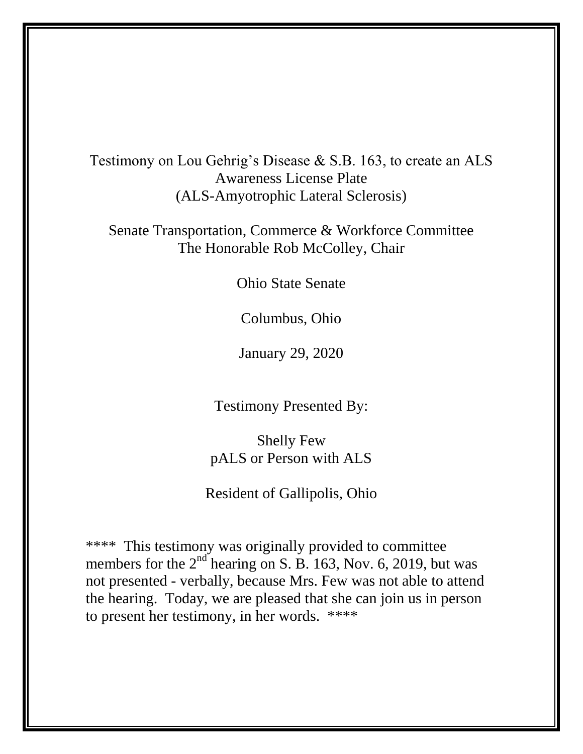Testimony on Lou Gehrig's Disease & S.B. 163, to create an ALS Awareness License Plate
(ALS-Amyotrophic Lateral Sclerosis)

Senate Transportation, Commerce & Workforce Committee
The Honorable Rob McColley, Chair

Ohio State Senate

Columbus, Ohio

January 29, 2020

Testimony Presented By:

Shelly Few
pALS or Person with ALS

Resident of Gallipolis, Ohio

**** This testimony was originally provided to committee members for the 2nd hearing on S. B. 163, Nov. 6, 2019, but was not presented - verbally, because Mrs. Few was not able to attend the hearing. Today, we are pleased that she can join us in person to present her testimony, in her words. ****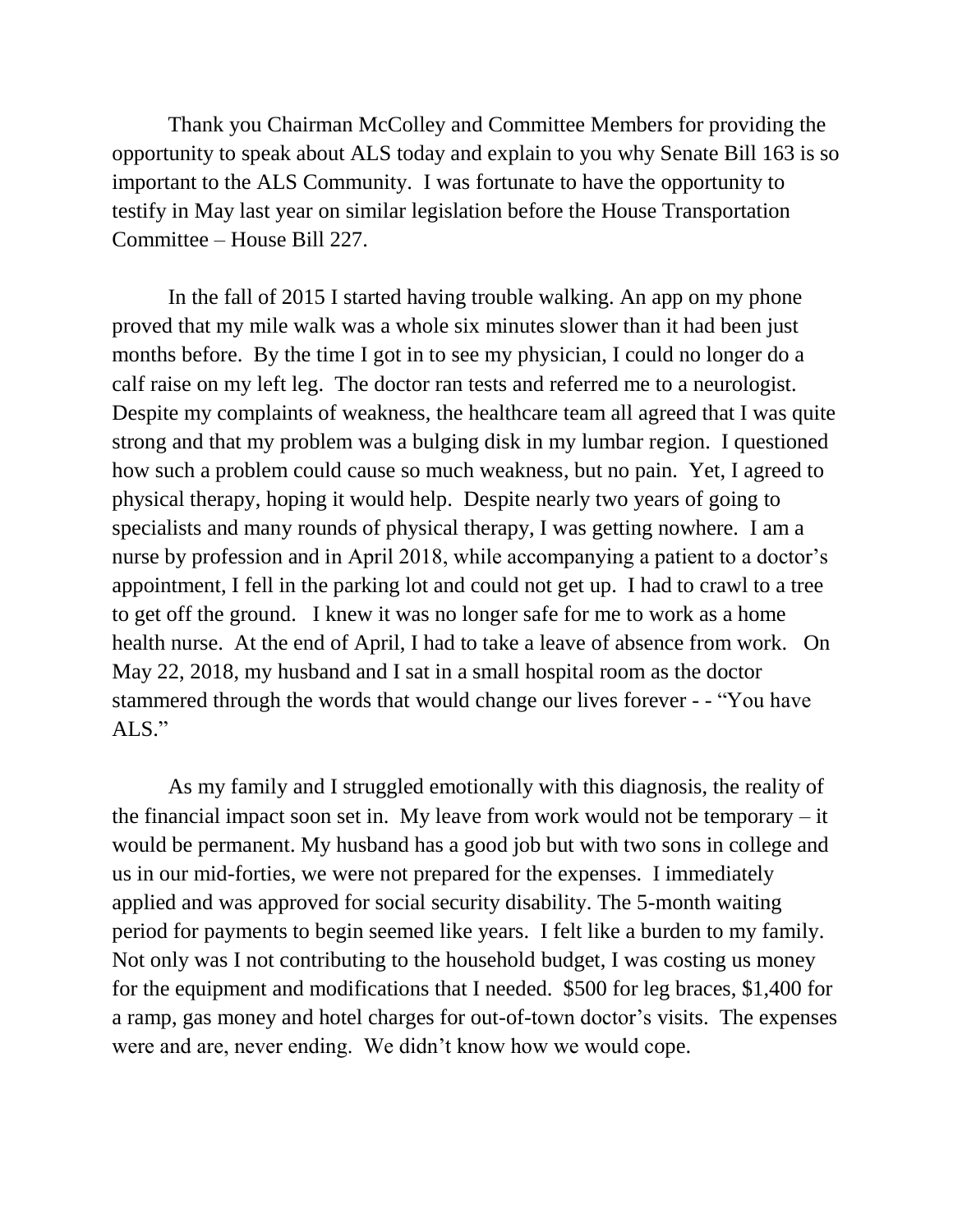Thank you Chairman McColley and Committee Members for providing the opportunity to speak about ALS today and explain to you why Senate Bill 163 is so important to the ALS Community. I was fortunate to have the opportunity to testify in May last year on similar legislation before the House Transportation Committee – House Bill 227.

In the fall of 2015 I started having trouble walking. An app on my phone proved that my mile walk was a whole six minutes slower than it had been just months before. By the time I got in to see my physician, I could no longer do a calf raise on my left leg. The doctor ran tests and referred me to a neurologist. Despite my complaints of weakness, the healthcare team all agreed that I was quite strong and that my problem was a bulging disk in my lumbar region. I questioned how such a problem could cause so much weakness, but no pain. Yet, I agreed to physical therapy, hoping it would help. Despite nearly two years of going to specialists and many rounds of physical therapy, I was getting nowhere. I am a nurse by profession and in April 2018, while accompanying a patient to a doctor's appointment, I fell in the parking lot and could not get up. I had to crawl to a tree to get off the ground. I knew it was no longer safe for me to work as a home health nurse. At the end of April, I had to take a leave of absence from work. On May 22, 2018, my husband and I sat in a small hospital room as the doctor stammered through the words that would change our lives forever - - "You have ALS."

As my family and I struggled emotionally with this diagnosis, the reality of the financial impact soon set in. My leave from work would not be temporary – it would be permanent. My husband has a good job but with two sons in college and us in our mid-forties, we were not prepared for the expenses. I immediately applied and was approved for social security disability. The 5-month waiting period for payments to begin seemed like years. I felt like a burden to my family. Not only was I not contributing to the household budget, I was costing us money for the equipment and modifications that I needed. $500 for leg braces, $1,400 for a ramp, gas money and hotel charges for out-of-town doctor's visits. The expenses were and are, never ending. We didn't know how we would cope.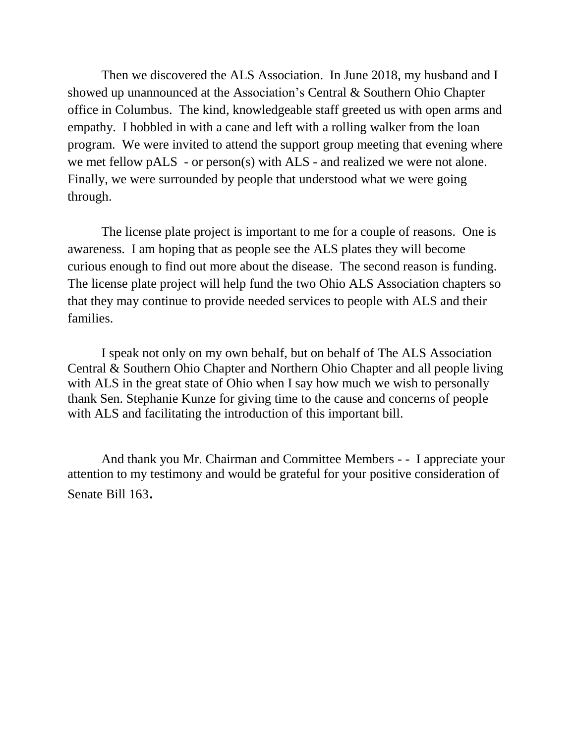Then we discovered the ALS Association. In June 2018, my husband and I showed up unannounced at the Association's Central & Southern Ohio Chapter office in Columbus. The kind, knowledgeable staff greeted us with open arms and empathy. I hobbled in with a cane and left with a rolling walker from the loan program. We were invited to attend the support group meeting that evening where we met fellow pALS - or person(s) with ALS - and realized we were not alone. Finally, we were surrounded by people that understood what we were going through.

The license plate project is important to me for a couple of reasons. One is awareness. I am hoping that as people see the ALS plates they will become curious enough to find out more about the disease. The second reason is funding. The license plate project will help fund the two Ohio ALS Association chapters so that they may continue to provide needed services to people with ALS and their families.

I speak not only on my own behalf, but on behalf of The ALS Association Central & Southern Ohio Chapter and Northern Ohio Chapter and all people living with ALS in the great state of Ohio when I say how much we wish to personally thank Sen. Stephanie Kunze for giving time to the cause and concerns of people with ALS and facilitating the introduction of this important bill.

And thank you Mr. Chairman and Committee Members - - I appreciate your attention to my testimony and would be grateful for your positive consideration of Senate Bill 163.